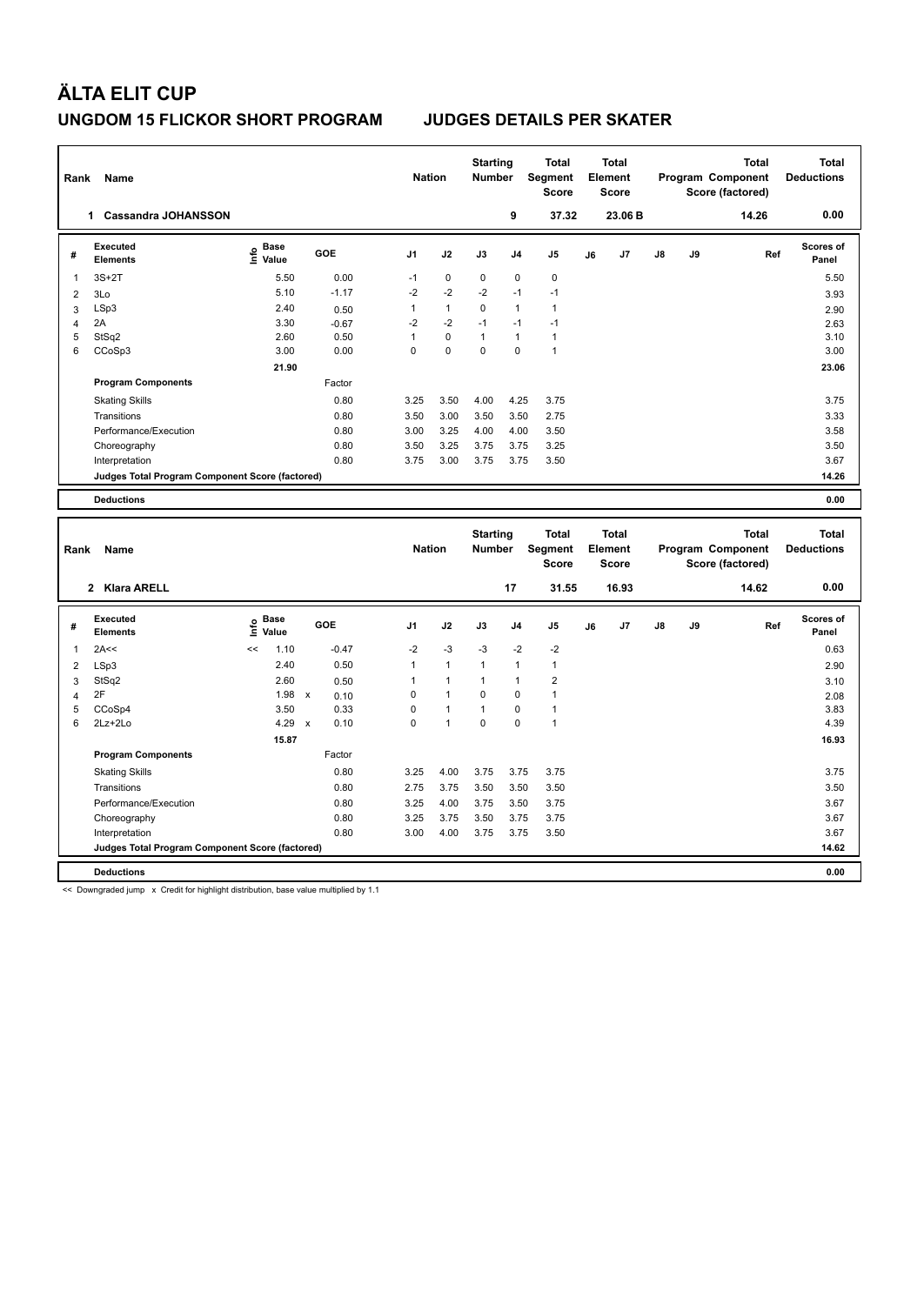# ÄLTA ELIT CUP

## UNGDOM 15 FLICKOR SHORT PROGRAM JUDGES DETAILS PER SKATER

| Rank | Name | Nation | Starting Number | Total Segment Score | Total Element Score | Total Program Component Score (factored) | Total Deductions |
|---|---|---|---|---|---|---|---|
| 1 | Cassandra JOHANSSON | | 9 | 37.32 | 23.06 B | 14.26 | 0.00 |

| # | Executed Elements | Info | Base Value | | GOE | J1 | J2 | J3 | J4 | J5 | J6 | J7 | J8 | J9 | Ref | Scores of Panel |
|---|---|---|---|---|---|---|---|---|---|---|---|---|---|---|---|---|
| 1 | 3S+2T | | 5.50 | | 0.00 | -1 | 0 | 0 | 0 | 0 | | | | | | 5.50 |
| 2 | 3Lo | | 5.10 | | -1.17 | -2 | -2 | -2 | -1 | -1 | | | | | | 3.93 |
| 3 | LSp3 | | 2.40 | | 0.50 | 1 | 1 | 0 | 1 | 1 | | | | | | 2.90 |
| 4 | 2A | | 3.30 | | -0.67 | -2 | -2 | -1 | -1 | -1 | | | | | | 2.63 |
| 5 | StSq2 | | 2.60 | | 0.50 | 1 | 0 | 1 | 1 | 1 | | | | | | 3.10 |
| 6 | CCoSp3 | | 3.00 | | 0.00 | 0 | 0 | 0 | 0 | 1 | | | | | | 3.00 |
| | | | 21.90 | | | | | | | | | | | | | 23.06 |
| | **Program Components** | | | | Factor | | | | | | | | | | | |
| | Skating Skills | | | | 0.80 | 3.25 | 3.50 | 4.00 | 4.25 | 3.75 | | | | | | 3.75 |
| | Transitions | | | | 0.80 | 3.50 | 3.00 | 3.50 | 3.50 | 2.75 | | | | | | 3.33 |
| | Performance/Execution | | | | 0.80 | 3.00 | 3.25 | 4.00 | 4.00 | 3.50 | | | | | | 3.58 |
| | Choreography | | | | 0.80 | 3.50 | 3.25 | 3.75 | 3.75 | 3.25 | | | | | | 3.50 |
| | Interpretation | | | | 0.80 | 3.75 | 3.00 | 3.75 | 3.75 | 3.50 | | | | | | 3.67 |
| | **Judges Total Program Component Score (factored)** | | | | | | | | | | | | | | | 14.26 |
| | **Deductions** | | | | | | | | | | | | | | | 0.00 |

| Rank | Name | Nation | Starting Number | Total Segment Score | Total Element Score | Total Program Component Score (factored) | Total Deductions |
|---|---|---|---|---|---|---|---|
| 2 | Klara ARELL | | 17 | 31.55 | 16.93 | 14.62 | 0.00 |

| # | Executed Elements | Info | Base Value | | GOE | J1 | J2 | J3 | J4 | J5 | J6 | J7 | J8 | J9 | Ref | Scores of Panel |
|---|---|---|---|---|---|---|---|---|---|---|---|---|---|---|---|---|
| 1 | 2A<< | << | 1.10 | | -0.47 | -2 | -3 | -3 | -2 | -2 | | | | | | 0.63 |
| 2 | LSp3 | | 2.40 | | 0.50 | 1 | 1 | 1 | 1 | 1 | | | | | | 2.90 |
| 3 | StSq2 | | 2.60 | | 0.50 | 1 | 1 | 1 | 1 | 2 | | | | | | 3.10 |
| 4 | 2F | | 1.98 | x | 0.10 | 0 | 1 | 0 | 0 | 1 | | | | | | 2.08 |
| 5 | CCoSp4 | | 3.50 | | 0.33 | 0 | 1 | 1 | 0 | 1 | | | | | | 3.83 |
| 6 | 2Lz+2Lo | | 4.29 | x | 0.10 | 0 | 1 | 0 | 0 | 1 | | | | | | 4.39 |
| | | | 15.87 | | | | | | | | | | | | | 16.93 |
| | **Program Components** | | | | Factor | | | | | | | | | | | |
| | Skating Skills | | | | 0.80 | 3.25 | 4.00 | 3.75 | 3.75 | 3.75 | | | | | | 3.75 |
| | Transitions | | | | 0.80 | 2.75 | 3.75 | 3.50 | 3.50 | 3.50 | | | | | | 3.50 |
| | Performance/Execution | | | | 0.80 | 3.25 | 4.00 | 3.75 | 3.50 | 3.75 | | | | | | 3.67 |
| | Choreography | | | | 0.80 | 3.25 | 3.75 | 3.50 | 3.75 | 3.75 | | | | | | 3.67 |
| | Interpretation | | | | 0.80 | 3.00 | 4.00 | 3.75 | 3.75 | 3.50 | | | | | | 3.67 |
| | **Judges Total Program Component Score (factored)** | | | | | | | | | | | | | | | 14.62 |
| | **Deductions** | | | | | | | | | | | | | | | 0.00 |

<< Downgraded jump x Credit for highlight distribution, base value multiplied by 1.1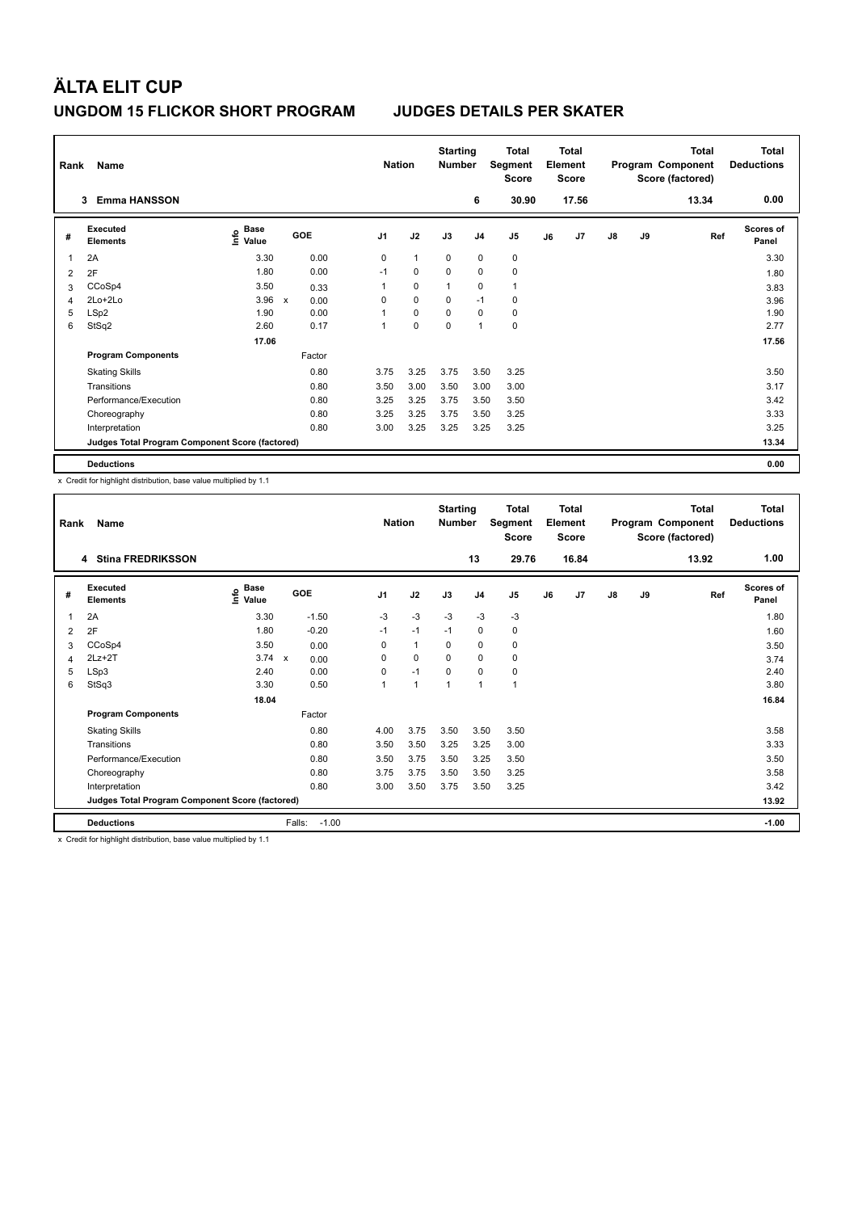# ÄLTA ELIT CUP

## UNGDOM 15 FLICKOR SHORT PROGRAM JUDGES DETAILS PER SKATER

| Rank | Name | Nation | Starting Number | Total Segment Score | Total Element Score | Total Program Component Score (factored) | Total Deductions |
|---|---|---|---|---|---|---|---|
| 3 | Emma HANSSON | | 6 | 30.90 | 17.56 | 13.34 | 0.00 |

| # | Executed Elements | Info | Base Value | | GOE | J1 | J2 | J3 | J4 | J5 | J6 | J7 | J8 | J9 | Ref | Scores of Panel |
|---|---|---|---|---|---|---|---|---|---|---|---|---|---|---|---|---|
| 1 | 2A | | 3.30 | | 0.00 | 0 | 1 | 0 | 0 | 0 | | | | | | 3.30 |
| 2 | 2F | | 1.80 | | 0.00 | -1 | 0 | 0 | 0 | 0 | | | | | | 1.80 |
| 3 | CCoSp4 | | 3.50 | | 0.33 | 1 | 0 | 1 | 0 | 1 | | | | | | 3.83 |
| 4 | 2Lo+2Lo | | 3.96 | x | 0.00 | 0 | 0 | 0 | -1 | 0 | | | | | | 3.96 |
| 5 | LSp2 | | 1.90 | | 0.00 | 1 | 0 | 0 | 0 | 0 | | | | | | 1.90 |
| 6 | StSq2 | | 2.60 | | 0.17 | 1 | 0 | 0 | 1 | 0 | | | | | | 2.77 |
| | | | 17.06 | | | | | | | | | | | | | 17.56 |
| | **Program Components** | | | | Factor | | | | | | | | | | | |
| | Skating Skills | | | | 0.80 | 3.75 | 3.25 | 3.75 | 3.50 | 3.25 | | | | | | 3.50 |
| | Transitions | | | | 0.80 | 3.50 | 3.00 | 3.50 | 3.00 | 3.00 | | | | | | 3.17 |
| | Performance/Execution | | | | 0.80 | 3.25 | 3.25 | 3.75 | 3.50 | 3.50 | | | | | | 3.42 |
| | Choreography | | | | 0.80 | 3.25 | 3.25 | 3.75 | 3.50 | 3.25 | | | | | | 3.33 |
| | Interpretation | | | | 0.80 | 3.00 | 3.25 | 3.25 | 3.25 | 3.25 | | | | | | 3.25 |
| | **Judges Total Program Component Score (factored)** | | | | | | | | | | | | | | | 13.34 |
| | **Deductions** | | | | | | | | | | | | | | | 0.00 |

x Credit for highlight distribution, base value multiplied by 1.1

| Rank | Name | Nation | Starting Number | Total Segment Score | Total Element Score | Total Program Component Score (factored) | Total Deductions |
|---|---|---|---|---|---|---|---|
| 4 | Stina FREDRIKSSON | | 13 | 29.76 | 16.84 | 13.92 | 1.00 |

| # | Executed Elements | Info | Base Value | | GOE | J1 | J2 | J3 | J4 | J5 | J6 | J7 | J8 | J9 | Ref | Scores of Panel |
|---|---|---|---|---|---|---|---|---|---|---|---|---|---|---|---|---|
| 1 | 2A | | 3.30 | | -1.50 | -3 | -3 | -3 | -3 | -3 | | | | | | 1.80 |
| 2 | 2F | | 1.80 | | -0.20 | -1 | -1 | -1 | 0 | 0 | | | | | | 1.60 |
| 3 | CCoSp4 | | 3.50 | | 0.00 | 0 | 1 | 0 | 0 | 0 | | | | | | 3.50 |
| 4 | 2Lz+2T | | 3.74 | x | 0.00 | 0 | 0 | 0 | 0 | 0 | | | | | | 3.74 |
| 5 | LSp3 | | 2.40 | | 0.00 | 0 | -1 | 0 | 0 | 0 | | | | | | 2.40 |
| 6 | StSq3 | | 3.30 | | 0.50 | 1 | 1 | 1 | 1 | 1 | | | | | | 3.80 |
| | | | 18.04 | | | | | | | | | | | | | 16.84 |
| | **Program Components** | | | | Factor | | | | | | | | | | | |
| | Skating Skills | | | | 0.80 | 4.00 | 3.75 | 3.50 | 3.50 | 3.50 | | | | | | 3.58 |
| | Transitions | | | | 0.80 | 3.50 | 3.50 | 3.25 | 3.25 | 3.00 | | | | | | 3.33 |
| | Performance/Execution | | | | 0.80 | 3.50 | 3.75 | 3.50 | 3.25 | 3.50 | | | | | | 3.50 |
| | Choreography | | | | 0.80 | 3.75 | 3.75 | 3.50 | 3.50 | 3.25 | | | | | | 3.58 |
| | Interpretation | | | | 0.80 | 3.00 | 3.50 | 3.75 | 3.50 | 3.25 | | | | | | 3.42 |
| | **Judges Total Program Component Score (factored)** | | | | | | | | | | | | | | | 13.92 |
| | **Deductions** | | | | Falls: -1.00 | | | | | | | | | | | -1.00 |

x Credit for highlight distribution, base value multiplied by 1.1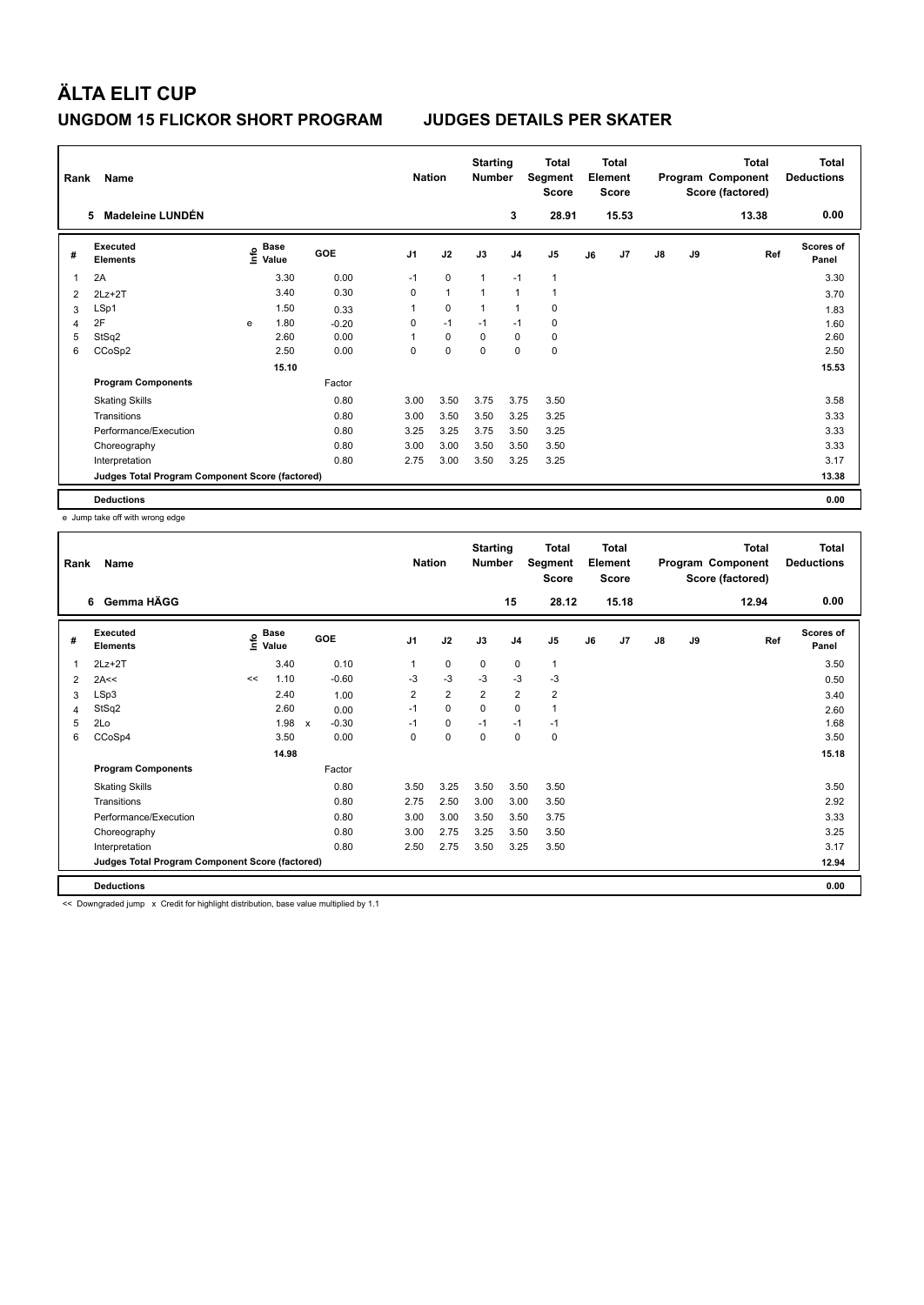# ÄLTA ELIT CUP

## UNGDOM 15 FLICKOR SHORT PROGRAM — JUDGES DETAILS PER SKATER

| Rank | Name | Nation | Starting Number | Total Segment Score | Total Element Score | Total Program Component Score (factored) | Total Deductions |
|---|---|---|---|---|---|---|---|
| 5 | Madeleine LUNDÉN | | 3 | 28.91 | 15.53 | 13.38 | 0.00 |

| # | Executed Elements | Info | Base Value | GOE | J1 | J2 | J3 | J4 | J5 | J6 | J7 | J8 | J9 | Ref | Scores of Panel |
|---|---|---|---|---|---|---|---|---|---|---|---|---|---|---|---|
| 1 | 2A | | 3.30 | 0.00 | -1 | 0 | 1 | -1 | 1 | | | | | | 3.30 |
| 2 | 2Lz+2T | | 3.40 | 0.30 | 0 | 1 | 1 | 1 | 1 | | | | | | 3.70 |
| 3 | LSp1 | | 1.50 | 0.33 | 1 | 0 | 1 | 1 | 0 | | | | | | 1.83 |
| 4 | 2F | e | 1.80 | -0.20 | 0 | -1 | -1 | -1 | 0 | | | | | | 1.60 |
| 5 | StSq2 | | 2.60 | 0.00 | 1 | 0 | 0 | 0 | 0 | | | | | | 2.60 |
| 6 | CCoSp2 | | 2.50 | 0.00 | 0 | 0 | 0 | 0 | 0 | | | | | | 2.50 |
| | | | 15.10 | | | | | | | | | | | | 15.53 |
| | **Program Components** | | | Factor | | | | | | | | | | | |
| | Skating Skills | | | 0.80 | 3.00 | 3.50 | 3.75 | 3.75 | 3.50 | | | | | | 3.58 |
| | Transitions | | | 0.80 | 3.00 | 3.50 | 3.50 | 3.25 | 3.25 | | | | | | 3.33 |
| | Performance/Execution | | | 0.80 | 3.25 | 3.25 | 3.75 | 3.50 | 3.25 | | | | | | 3.33 |
| | Choreography | | | 0.80 | 3.00 | 3.00 | 3.50 | 3.50 | 3.50 | | | | | | 3.33 |
| | Interpretation | | | 0.80 | 2.75 | 3.00 | 3.50 | 3.25 | 3.25 | | | | | | 3.17 |
| | **Judges Total Program Component Score (factored)** | | | | | | | | | | | | | | 13.38 |
| | **Deductions** | | | | | | | | | | | | | | 0.00 |

e Jump take off with wrong edge

| Rank | Name | Nation | Starting Number | Total Segment Score | Total Element Score | Total Program Component Score (factored) | Total Deductions |
|---|---|---|---|---|---|---|---|
| 6 | Gemma HÄGG | | 15 | 28.12 | 15.18 | 12.94 | 0.00 |

| # | Executed Elements | Info | Base Value | GOE | J1 | J2 | J3 | J4 | J5 | J6 | J7 | J8 | J9 | Ref | Scores of Panel |
|---|---|---|---|---|---|---|---|---|---|---|---|---|---|---|---|
| 1 | 2Lz+2T | | 3.40 | 0.10 | 1 | 0 | 0 | 0 | 1 | | | | | | 3.50 |
| 2 | 2A<< | << | 1.10 | -0.60 | -3 | -3 | -3 | -3 | -3 | | | | | | 0.50 |
| 3 | LSp3 | | 2.40 | 1.00 | 2 | 2 | 2 | 2 | 2 | | | | | | 3.40 |
| 4 | StSq2 | | 2.60 | 0.00 | -1 | 0 | 0 | 0 | 1 | | | | | | 2.60 |
| 5 | 2Lo | | 1.98 x | -0.30 | -1 | 0 | -1 | -1 | -1 | | | | | | 1.68 |
| 6 | CCoSp4 | | 3.50 | 0.00 | 0 | 0 | 0 | 0 | 0 | | | | | | 3.50 |
| | | | 14.98 | | | | | | | | | | | | 15.18 |
| | **Program Components** | | | Factor | | | | | | | | | | | |
| | Skating Skills | | | 0.80 | 3.50 | 3.25 | 3.50 | 3.50 | 3.50 | | | | | | 3.50 |
| | Transitions | | | 0.80 | 2.75 | 2.50 | 3.00 | 3.00 | 3.50 | | | | | | 2.92 |
| | Performance/Execution | | | 0.80 | 3.00 | 3.00 | 3.50 | 3.50 | 3.75 | | | | | | 3.33 |
| | Choreography | | | 0.80 | 3.00 | 2.75 | 3.25 | 3.50 | 3.50 | | | | | | 3.25 |
| | Interpretation | | | 0.80 | 2.50 | 2.75 | 3.50 | 3.25 | 3.50 | | | | | | 3.17 |
| | **Judges Total Program Component Score (factored)** | | | | | | | | | | | | | | 12.94 |
| | **Deductions** | | | | | | | | | | | | | | 0.00 |

<< Downgraded jump x Credit for highlight distribution, base value multiplied by 1.1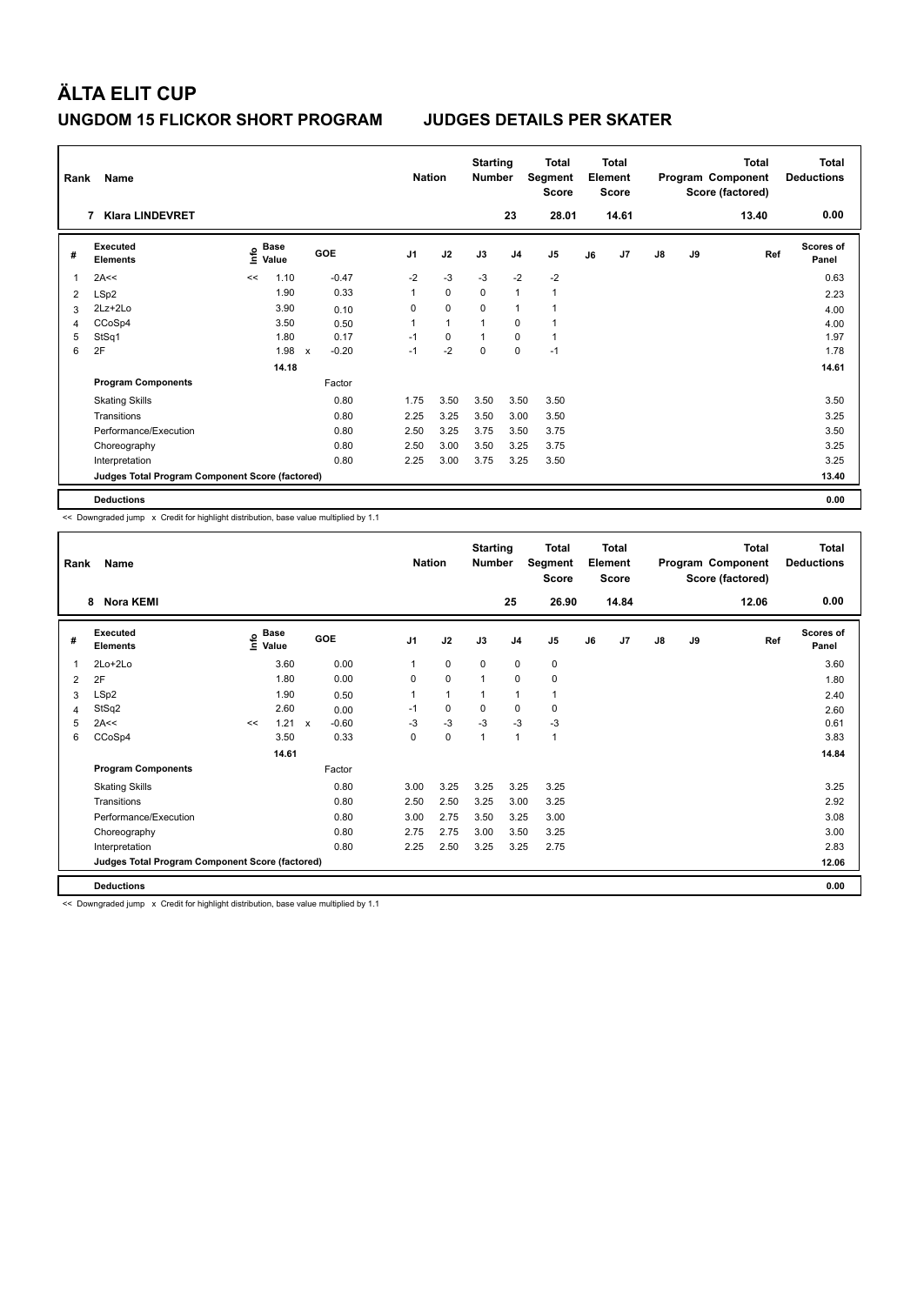# ÄLTA ELIT CUP

## UNGDOM 15 FLICKOR SHORT PROGRAM    JUDGES DETAILS PER SKATER

| Rank | Name | Nation | Starting Number | Total Segment Score | Total Element Score | Total Program Component Score (factored) | Total Deductions |
|---|---|---|---|---|---|---|---|
| 7 | Klara LINDEVRET | | 23 | 28.01 | 14.61 | 13.40 | 0.00 |

| # | Executed Elements | Info | Base Value | | GOE | J1 | J2 | J3 | J4 | J5 | J6 | J7 | J8 | J9 | Ref | Scores of Panel |
|---|---|---|---|---|---|---|---|---|---|---|---|---|---|---|---|---|
| 1 | 2A<< | << | 1.10 | | -0.47 | -2 | -3 | -3 | -2 | -2 | | | | | | 0.63 |
| 2 | LSp2 | | 1.90 | | 0.33 | 1 | 0 | 0 | 1 | 1 | | | | | | 2.23 |
| 3 | 2Lz+2Lo | | 3.90 | | 0.10 | 0 | 0 | 0 | 1 | 1 | | | | | | 4.00 |
| 4 | CCoSp4 | | 3.50 | | 0.50 | 1 | 1 | 1 | 0 | 1 | | | | | | 4.00 |
| 5 | StSq1 | | 1.80 | | 0.17 | -1 | 0 | 1 | 0 | 1 | | | | | | 1.97 |
| 6 | 2F | | 1.98 | x | -0.20 | -1 | -2 | 0 | 0 | -1 | | | | | | 1.78 |
| | | | 14.18 | | | | | | | | | | | | | 14.61 |
| | **Program Components** | | | | Factor | | | | | | | | | | | |
| | Skating Skills | | | | 0.80 | 1.75 | 3.50 | 3.50 | 3.50 | 3.50 | | | | | | 3.50 |
| | Transitions | | | | 0.80 | 2.25 | 3.25 | 3.50 | 3.00 | 3.50 | | | | | | 3.25 |
| | Performance/Execution | | | | 0.80 | 2.50 | 3.25 | 3.75 | 3.50 | 3.75 | | | | | | 3.50 |
| | Choreography | | | | 0.80 | 2.50 | 3.00 | 3.50 | 3.25 | 3.75 | | | | | | 3.25 |
| | Interpretation | | | | 0.80 | 2.25 | 3.00 | 3.75 | 3.25 | 3.50 | | | | | | 3.25 |
| | **Judges Total Program Component Score (factored)** | | | | | | | | | | | | | | | 13.40 |
| | **Deductions** | | | | | | | | | | | | | | | 0.00 |

<< Downgraded jump x Credit for highlight distribution, base value multiplied by 1.1

| Rank | Name | Nation | Starting Number | Total Segment Score | Total Element Score | Total Program Component Score (factored) | Total Deductions |
|---|---|---|---|---|---|---|---|
| 8 | Nora KEMI | | 25 | 26.90 | 14.84 | 12.06 | 0.00 |

| # | Executed Elements | Info | Base Value | | GOE | J1 | J2 | J3 | J4 | J5 | J6 | J7 | J8 | J9 | Ref | Scores of Panel |
|---|---|---|---|---|---|---|---|---|---|---|---|---|---|---|---|---|
| 1 | 2Lo+2Lo | | 3.60 | | 0.00 | 1 | 0 | 0 | 0 | 0 | | | | | | 3.60 |
| 2 | 2F | | 1.80 | | 0.00 | 0 | 0 | 1 | 0 | 0 | | | | | | 1.80 |
| 3 | LSp2 | | 1.90 | | 0.50 | 1 | 1 | 1 | 1 | 1 | | | | | | 2.40 |
| 4 | StSq2 | | 2.60 | | 0.00 | -1 | 0 | 0 | 0 | 0 | | | | | | 2.60 |
| 5 | 2A<< | << | 1.21 | x | -0.60 | -3 | -3 | -3 | -3 | -3 | | | | | | 0.61 |
| 6 | CCoSp4 | | 3.50 | | 0.33 | 0 | 0 | 1 | 1 | 1 | | | | | | 3.83 |
| | | | 14.61 | | | | | | | | | | | | | 14.84 |
| | **Program Components** | | | | Factor | | | | | | | | | | | |
| | Skating Skills | | | | 0.80 | 3.00 | 3.25 | 3.25 | 3.25 | 3.25 | | | | | | 3.25 |
| | Transitions | | | | 0.80 | 2.50 | 2.50 | 3.25 | 3.00 | 3.25 | | | | | | 2.92 |
| | Performance/Execution | | | | 0.80 | 3.00 | 2.75 | 3.50 | 3.25 | 3.00 | | | | | | 3.08 |
| | Choreography | | | | 0.80 | 2.75 | 2.75 | 3.00 | 3.50 | 3.25 | | | | | | 3.00 |
| | Interpretation | | | | 0.80 | 2.25 | 2.50 | 3.25 | 3.25 | 2.75 | | | | | | 2.83 |
| | **Judges Total Program Component Score (factored)** | | | | | | | | | | | | | | | 12.06 |
| | **Deductions** | | | | | | | | | | | | | | | 0.00 |

<< Downgraded jump x Credit for highlight distribution, base value multiplied by 1.1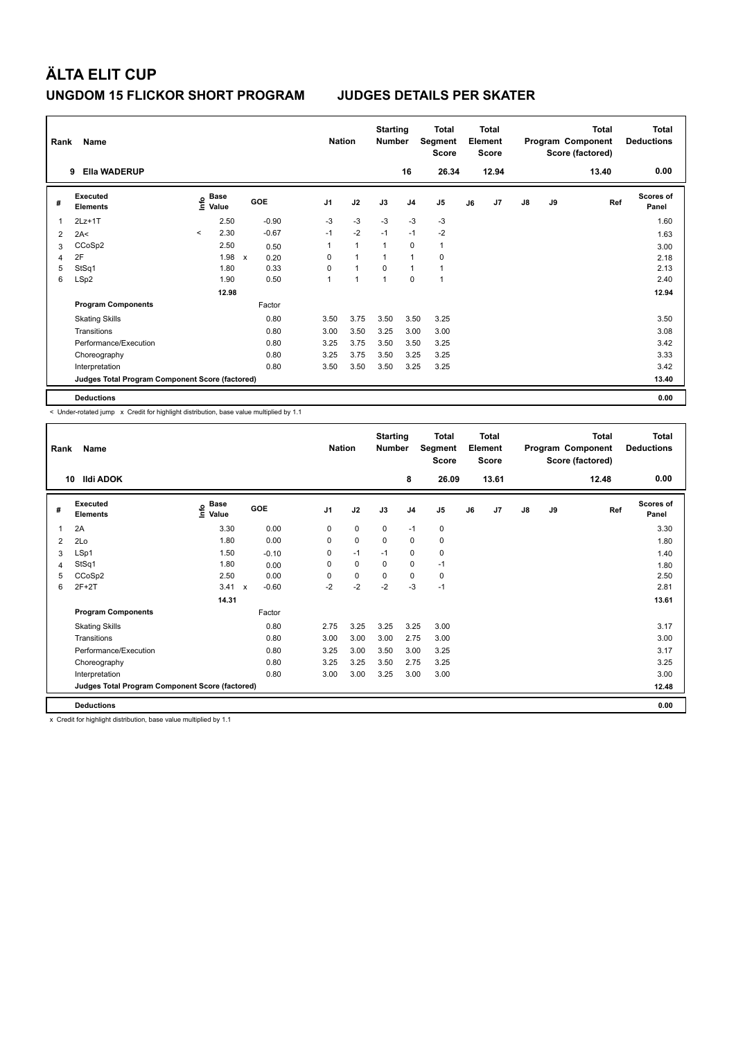# ÄLTA ELIT CUP

## UNGDOM 15 FLICKOR SHORT PROGRAM — JUDGES DETAILS PER SKATER

| Rank | Name | Nation | Starting Number | Total Segment Score | Total Element Score | Total Program Component Score (factored) | Total Deductions |
|---|---|---|---|---|---|---|---|
| 9 | Ella WADERUP | | 16 | 26.34 | 12.94 | 13.40 | 0.00 |

| # | Executed Elements | Info | Base Value | | GOE | J1 | J2 | J3 | J4 | J5 | J6 | J7 | J8 | J9 | Ref | Scores of Panel |
|---|---|---|---|---|---|---|---|---|---|---|---|---|---|---|---|---|
| 1 | 2Lz+1T | | 2.50 | | -0.90 | -3 | -3 | -3 | -3 | -3 | | | | | | 1.60 |
| 2 | 2A< | < | 2.30 | | -0.67 | -1 | -2 | -1 | -1 | -2 | | | | | | 1.63 |
| 3 | CCoSp2 | | 2.50 | | 0.50 | 1 | 1 | 1 | 0 | 1 | | | | | | 3.00 |
| 4 | 2F | | 1.98 | x | 0.20 | 0 | 1 | 1 | 1 | 0 | | | | | | 2.18 |
| 5 | StSq1 | | 1.80 | | 0.33 | 0 | 1 | 0 | 1 | 1 | | | | | | 2.13 |
| 6 | LSp2 | | 1.90 | | 0.50 | 1 | 1 | 1 | 0 | 1 | | | | | | 2.40 |
| | | | 12.98 | | | | | | | | | | | | | 12.94 |
| | **Program Components** | | | | Factor | | | | | | | | | | | |
| | Skating Skills | | | | 0.80 | 3.50 | 3.75 | 3.50 | 3.50 | 3.25 | | | | | | 3.50 |
| | Transitions | | | | 0.80 | 3.00 | 3.50 | 3.25 | 3.00 | 3.00 | | | | | | 3.08 |
| | Performance/Execution | | | | 0.80 | 3.25 | 3.75 | 3.50 | 3.50 | 3.25 | | | | | | 3.42 |
| | Choreography | | | | 0.80 | 3.25 | 3.75 | 3.50 | 3.25 | 3.25 | | | | | | 3.33 |
| | Interpretation | | | | 0.80 | 3.50 | 3.50 | 3.50 | 3.25 | 3.25 | | | | | | 3.42 |
| | **Judges Total Program Component Score (factored)** | | | | | | | | | | | | | | | 13.40 |
| | **Deductions** | | | | | | | | | | | | | | | 0.00 |

< Under-rotated jump x Credit for highlight distribution, base value multiplied by 1.1

| Rank | Name | Nation | Starting Number | Total Segment Score | Total Element Score | Total Program Component Score (factored) | Total Deductions |
|---|---|---|---|---|---|---|---|
| 10 | Ildi ADOK | | 8 | 26.09 | 13.61 | 12.48 | 0.00 |

| # | Executed Elements | Info | Base Value | | GOE | J1 | J2 | J3 | J4 | J5 | J6 | J7 | J8 | J9 | Ref | Scores of Panel |
|---|---|---|---|---|---|---|---|---|---|---|---|---|---|---|---|---|
| 1 | 2A | | 3.30 | | 0.00 | 0 | 0 | 0 | -1 | 0 | | | | | | 3.30 |
| 2 | 2Lo | | 1.80 | | 0.00 | 0 | 0 | 0 | 0 | 0 | | | | | | 1.80 |
| 3 | LSp1 | | 1.50 | | -0.10 | 0 | -1 | -1 | 0 | 0 | | | | | | 1.40 |
| 4 | StSq1 | | 1.80 | | 0.00 | 0 | 0 | 0 | 0 | -1 | | | | | | 1.80 |
| 5 | CCoSp2 | | 2.50 | | 0.00 | 0 | 0 | 0 | 0 | 0 | | | | | | 2.50 |
| 6 | 2F+2T | | 3.41 | x | -0.60 | -2 | -2 | -2 | -3 | -1 | | | | | | 2.81 |
| | | | 14.31 | | | | | | | | | | | | | 13.61 |
| | **Program Components** | | | | Factor | | | | | | | | | | | |
| | Skating Skills | | | | 0.80 | 2.75 | 3.25 | 3.25 | 3.25 | 3.00 | | | | | | 3.17 |
| | Transitions | | | | 0.80 | 3.00 | 3.00 | 3.00 | 2.75 | 3.00 | | | | | | 3.00 |
| | Performance/Execution | | | | 0.80 | 3.25 | 3.00 | 3.50 | 3.00 | 3.25 | | | | | | 3.17 |
| | Choreography | | | | 0.80 | 3.25 | 3.25 | 3.50 | 2.75 | 3.25 | | | | | | 3.25 |
| | Interpretation | | | | 0.80 | 3.00 | 3.00 | 3.25 | 3.00 | 3.00 | | | | | | 3.00 |
| | **Judges Total Program Component Score (factored)** | | | | | | | | | | | | | | | 12.48 |
| | **Deductions** | | | | | | | | | | | | | | | 0.00 |

x Credit for highlight distribution, base value multiplied by 1.1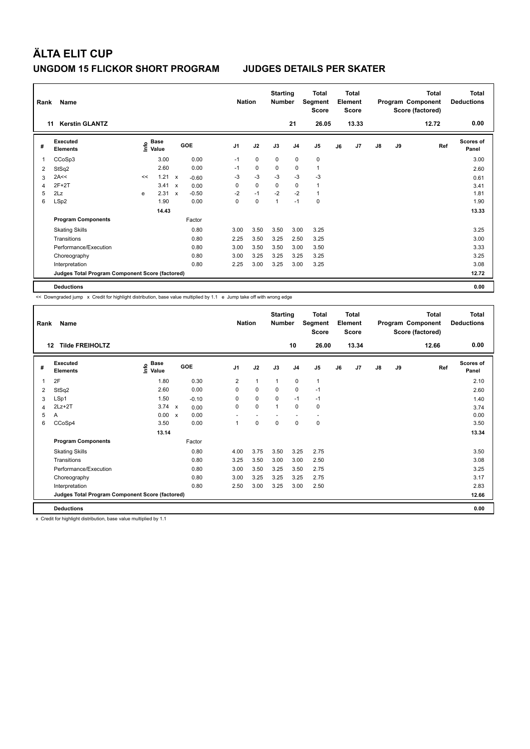# ÄLTA ELIT CUP

## UNGDOM 15 FLICKOR SHORT PROGRAM JUDGES DETAILS PER SKATER

| Rank | Name | Nation | Starting Number | Total Segment Score | Total Element Score | Total Program Component Score (factored) | Total Deductions |
|---|---|---|---|---|---|---|---|
| 11 | Kerstin GLANTZ | | 21 | 26.05 | 13.33 | 12.72 | 0.00 |

| # | Executed Elements | Info | Base Value | | GOE | J1 | J2 | J3 | J4 | J5 | J6 | J7 | J8 | J9 | Ref | Scores of Panel |
|---|---|---|---|---|---|---|---|---|---|---|---|---|---|---|---|---|
| 1 | CCoSp3 | | 3.00 | | 0.00 | -1 | 0 | 0 | 0 | 0 | | | | | | 3.00 |
| 2 | StSq2 | | 2.60 | | 0.00 | -1 | 0 | 0 | 0 | 1 | | | | | | 2.60 |
| 3 | 2A<< | << | 1.21 | x | -0.60 | -3 | -3 | -3 | -3 | -3 | | | | | | 0.61 |
| 4 | 2F+2T | | 3.41 | x | 0.00 | 0 | 0 | 0 | 0 | 1 | | | | | | 3.41 |
| 5 | 2Lz | e | 2.31 | x | -0.50 | -2 | -1 | -2 | -2 | 1 | | | | | | 1.81 |
| 6 | LSp2 | | 1.90 | | 0.00 | 0 | 0 | 1 | -1 | 0 | | | | | | 1.90 |
| | | | 14.43 | | | | | | | | | | | | | 13.33 |
| | **Program Components** | | | | Factor | | | | | | | | | | | |
| | Skating Skills | | | | 0.80 | 3.00 | 3.50 | 3.50 | 3.00 | 3.25 | | | | | | 3.25 |
| | Transitions | | | | 0.80 | 2.25 | 3.50 | 3.25 | 2.50 | 3.25 | | | | | | 3.00 |
| | Performance/Execution | | | | 0.80 | 3.00 | 3.50 | 3.50 | 3.00 | 3.50 | | | | | | 3.33 |
| | Choreography | | | | 0.80 | 3.00 | 3.25 | 3.25 | 3.25 | 3.25 | | | | | | 3.25 |
| | Interpretation | | | | 0.80 | 2.25 | 3.00 | 3.25 | 3.00 | 3.25 | | | | | | 3.08 |
| | **Judges Total Program Component Score (factored)** | | | | | | | | | | | | | | | 12.72 |
| | **Deductions** | | | | | | | | | | | | | | | 0.00 |

<< Downgraded jump x Credit for highlight distribution, base value multiplied by 1.1 e Jump take off with wrong edge

| Rank | Name | Nation | Starting Number | Total Segment Score | Total Element Score | Total Program Component Score (factored) | Total Deductions |
|---|---|---|---|---|---|---|---|
| 12 | Tilde FREIHOLTZ | | 10 | 26.00 | 13.34 | 12.66 | 0.00 |

| # | Executed Elements | Info | Base Value | | GOE | J1 | J2 | J3 | J4 | J5 | J6 | J7 | J8 | J9 | Ref | Scores of Panel |
|---|---|---|---|---|---|---|---|---|---|---|---|---|---|---|---|---|
| 1 | 2F | | 1.80 | | 0.30 | 2 | 1 | 1 | 0 | 1 | | | | | | 2.10 |
| 2 | StSq2 | | 2.60 | | 0.00 | 0 | 0 | 0 | 0 | -1 | | | | | | 2.60 |
| 3 | LSp1 | | 1.50 | | -0.10 | 0 | 0 | 0 | -1 | -1 | | | | | | 1.40 |
| 4 | 2Lz+2T | | 3.74 | x | 0.00 | 0 | 0 | 1 | 0 | 0 | | | | | | 3.74 |
| 5 | A | | 0.00 | x | 0.00 | - | - | - | - | - | | | | | | 0.00 |
| 6 | CCoSp4 | | 3.50 | | 0.00 | 1 | 0 | 0 | 0 | 0 | | | | | | 3.50 |
| | | | 13.14 | | | | | | | | | | | | | 13.34 |
| | **Program Components** | | | | Factor | | | | | | | | | | | |
| | Skating Skills | | | | 0.80 | 4.00 | 3.75 | 3.50 | 3.25 | 2.75 | | | | | | 3.50 |
| | Transitions | | | | 0.80 | 3.25 | 3.50 | 3.00 | 3.00 | 2.50 | | | | | | 3.08 |
| | Performance/Execution | | | | 0.80 | 3.00 | 3.50 | 3.25 | 3.50 | 2.75 | | | | | | 3.25 |
| | Choreography | | | | 0.80 | 3.00 | 3.25 | 3.25 | 3.25 | 2.75 | | | | | | 3.17 |
| | Interpretation | | | | 0.80 | 2.50 | 3.00 | 3.25 | 3.00 | 2.50 | | | | | | 2.83 |
| | **Judges Total Program Component Score (factored)** | | | | | | | | | | | | | | | 12.66 |
| | **Deductions** | | | | | | | | | | | | | | | 0.00 |

x Credit for highlight distribution, base value multiplied by 1.1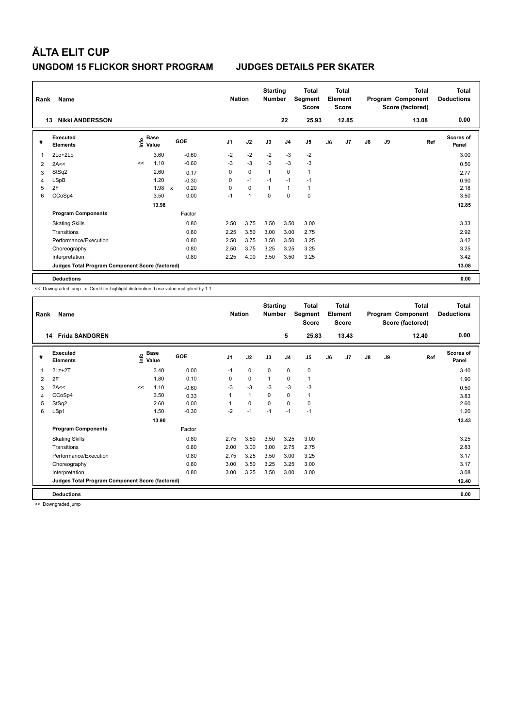# ÄLTA ELIT CUP

## UNGDOM 15 FLICKOR SHORT PROGRAM    JUDGES DETAILS PER SKATER

| Rank | Name | Nation | Starting Number | Total Segment Score | Total Element Score | Total Program Component Score (factored) | Total Deductions |
|---|---|---|---|---|---|---|---|
| 13 | Nikki ANDERSSON | | 22 | 25.93 | 12.85 | 13.08 | 0.00 |

| # | Executed Elements | Info | Base Value | | GOE | J1 | J2 | J3 | J4 | J5 | J6 | J7 | J8 | J9 | Ref | Scores of Panel |
|---|---|---|---|---|---|---|---|---|---|---|---|---|---|---|---|---|
| 1 | 2Lo+2Lo | | 3.60 | | -0.60 | -2 | -2 | -2 | -3 | -2 | | | | | | 3.00 |
| 2 | 2A<< | << | 1.10 | | -0.60 | -3 | -3 | -3 | -3 | -3 | | | | | | 0.50 |
| 3 | StSq2 | | 2.60 | | 0.17 | 0 | 0 | 1 | 0 | 1 | | | | | | 2.77 |
| 4 | LSpB | | 1.20 | | -0.30 | 0 | -1 | -1 | -1 | -1 | | | | | | 0.90 |
| 5 | 2F | | 1.98 | x | 0.20 | 0 | 0 | 1 | 1 | 1 | | | | | | 2.18 |
| 6 | CCoSp4 | | 3.50 | | 0.00 | -1 | 1 | 0 | 0 | 0 | | | | | | 3.50 |
| | | | 13.98 | | | | | | | | | | | | | 12.85 |
| | **Program Components** | | | | Factor | | | | | | | | | | | |
| | Skating Skills | | | | 0.80 | 2.50 | 3.75 | 3.50 | 3.50 | 3.00 | | | | | | 3.33 |
| | Transitions | | | | 0.80 | 2.25 | 3.50 | 3.00 | 3.00 | 2.75 | | | | | | 2.92 |
| | Performance/Execution | | | | 0.80 | 2.50 | 3.75 | 3.50 | 3.50 | 3.25 | | | | | | 3.42 |
| | Choreography | | | | 0.80 | 2.50 | 3.75 | 3.25 | 3.25 | 3.25 | | | | | | 3.25 |
| | Interpretation | | | | 0.80 | 2.25 | 4.00 | 3.50 | 3.50 | 3.25 | | | | | | 3.42 |
| | **Judges Total Program Component Score (factored)** | | | | | | | | | | | | | | | 13.08 |
| | **Deductions** | | | | | | | | | | | | | | | 0.00 |

<< Downgraded jump x Credit for highlight distribution, base value multiplied by 1.1

| Rank | Name | Nation | Starting Number | Total Segment Score | Total Element Score | Total Program Component Score (factored) | Total Deductions |
|---|---|---|---|---|---|---|---|
| 14 | Frida SANDGREN | | 5 | 25.83 | 13.43 | 12.40 | 0.00 |

| # | Executed Elements | Info | Base Value | GOE | J1 | J2 | J3 | J4 | J5 | J6 | J7 | J8 | J9 | Ref | Scores of Panel |
|---|---|---|---|---|---|---|---|---|---|---|---|---|---|---|---|
| 1 | 2Lz+2T | | 3.40 | 0.00 | -1 | 0 | 0 | 0 | 0 | | | | | | 3.40 |
| 2 | 2F | | 1.80 | 0.10 | 0 | 0 | 1 | 0 | 1 | | | | | | 1.90 |
| 3 | 2A<< | << | 1.10 | -0.60 | -3 | -3 | -3 | -3 | -3 | | | | | | 0.50 |
| 4 | CCoSp4 | | 3.50 | 0.33 | 1 | 1 | 0 | 0 | 1 | | | | | | 3.83 |
| 5 | StSq2 | | 2.60 | 0.00 | 1 | 0 | 0 | 0 | 0 | | | | | | 2.60 |
| 6 | LSp1 | | 1.50 | -0.30 | -2 | -1 | -1 | -1 | -1 | | | | | | 1.20 |
| | | | 13.90 | | | | | | | | | | | | 13.43 |
| | **Program Components** | | | Factor | | | | | | | | | | | |
| | Skating Skills | | | 0.80 | 2.75 | 3.50 | 3.50 | 3.25 | 3.00 | | | | | | 3.25 |
| | Transitions | | | 0.80 | 2.00 | 3.00 | 3.00 | 2.75 | 2.75 | | | | | | 2.83 |
| | Performance/Execution | | | 0.80 | 2.75 | 3.25 | 3.50 | 3.00 | 3.25 | | | | | | 3.17 |
| | Choreography | | | 0.80 | 3.00 | 3.50 | 3.25 | 3.25 | 3.00 | | | | | | 3.17 |
| | Interpretation | | | 0.80 | 3.00 | 3.25 | 3.50 | 3.00 | 3.00 | | | | | | 3.08 |
| | **Judges Total Program Component Score (factored)** | | | | | | | | | | | | | | 12.40 |
| | **Deductions** | | | | | | | | | | | | | | 0.00 |

<< Downgraded jump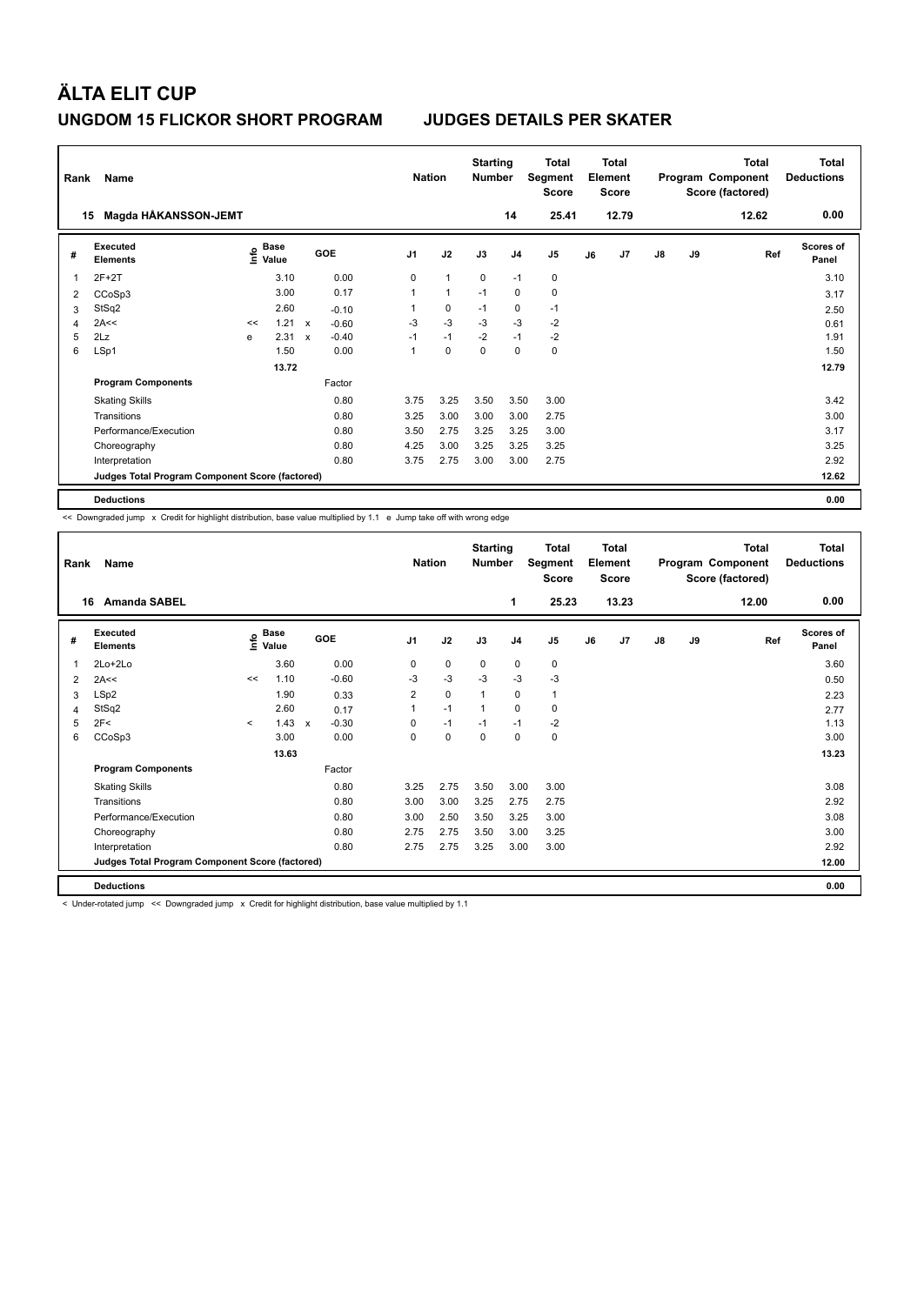# ÄLTA ELIT CUP

## UNGDOM 15 FLICKOR SHORT PROGRAM — JUDGES DETAILS PER SKATER

| Rank | Name | Nation | Starting Number | Total Segment Score | Total Element Score | Total Program Component Score (factored) | Total Deductions |
|---|---|---|---|---|---|---|---|
| 15 | Magda HÅKANSSON-JEMT | | 14 | 25.41 | 12.79 | 12.62 | 0.00 |

| # | Executed Elements | Info | Base Value | | GOE | J1 | J2 | J3 | J4 | J5 | J6 | J7 | J8 | J9 | Ref | Scores of Panel |
|---|---|---|---|---|---|---|---|---|---|---|---|---|---|---|---|---|
| 1 | 2F+2T | | 3.10 | | 0.00 | 0 | 1 | 0 | -1 | 0 | | | | | | 3.10 |
| 2 | CCoSp3 | | 3.00 | | 0.17 | 1 | 1 | -1 | 0 | 0 | | | | | | 3.17 |
| 3 | StSq2 | | 2.60 | | -0.10 | 1 | 0 | -1 | 0 | -1 | | | | | | 2.50 |
| 4 | 2A<< | << | 1.21 | x | -0.60 | -3 | -3 | -3 | -3 | -2 | | | | | | 0.61 |
| 5 | 2Lz | e | 2.31 | x | -0.40 | -1 | -1 | -2 | -1 | -2 | | | | | | 1.91 |
| 6 | LSp1 | | 1.50 | | 0.00 | 1 | 0 | 0 | 0 | 0 | | | | | | 1.50 |
| | | | 13.72 | | | | | | | | | | | | | 12.79 |
| | **Program Components** | | | | Factor | | | | | | | | | | | |
| | Skating Skills | | | | 0.80 | 3.75 | 3.25 | 3.50 | 3.50 | 3.00 | | | | | | 3.42 |
| | Transitions | | | | 0.80 | 3.25 | 3.00 | 3.00 | 3.00 | 2.75 | | | | | | 3.00 |
| | Performance/Execution | | | | 0.80 | 3.50 | 2.75 | 3.25 | 3.25 | 3.00 | | | | | | 3.17 |
| | Choreography | | | | 0.80 | 4.25 | 3.00 | 3.25 | 3.25 | 3.25 | | | | | | 3.25 |
| | Interpretation | | | | 0.80 | 3.75 | 2.75 | 3.00 | 3.00 | 2.75 | | | | | | 2.92 |
| | **Judges Total Program Component Score (factored)** | | | | | | | | | | | | | | | 12.62 |
| | **Deductions** | | | | | | | | | | | | | | | 0.00 |

<< Downgraded jump x Credit for highlight distribution, base value multiplied by 1.1 e Jump take off with wrong edge

| Rank | Name | Nation | Starting Number | Total Segment Score | Total Element Score | Total Program Component Score (factored) | Total Deductions |
|---|---|---|---|---|---|---|---|
| 16 | Amanda SABEL | | 1 | 25.23 | 13.23 | 12.00 | 0.00 |

| # | Executed Elements | Info | Base Value | | GOE | J1 | J2 | J3 | J4 | J5 | J6 | J7 | J8 | J9 | Ref | Scores of Panel |
|---|---|---|---|---|---|---|---|---|---|---|---|---|---|---|---|---|
| 1 | 2Lo+2Lo | | 3.60 | | 0.00 | 0 | 0 | 0 | 0 | 0 | | | | | | 3.60 |
| 2 | 2A<< | << | 1.10 | | -0.60 | -3 | -3 | -3 | -3 | -3 | | | | | | 0.50 |
| 3 | LSp2 | | 1.90 | | 0.33 | 2 | 0 | 1 | 0 | 1 | | | | | | 2.23 |
| 4 | StSq2 | | 2.60 | | 0.17 | 1 | -1 | 1 | 0 | 0 | | | | | | 2.77 |
| 5 | 2F< | < | 1.43 | x | -0.30 | 0 | -1 | -1 | -1 | -2 | | | | | | 1.13 |
| 6 | CCoSp3 | | 3.00 | | 0.00 | 0 | 0 | 0 | 0 | 0 | | | | | | 3.00 |
| | | | 13.63 | | | | | | | | | | | | | 13.23 |
| | **Program Components** | | | | Factor | | | | | | | | | | | |
| | Skating Skills | | | | 0.80 | 3.25 | 2.75 | 3.50 | 3.00 | 3.00 | | | | | | 3.08 |
| | Transitions | | | | 0.80 | 3.00 | 3.00 | 3.25 | 2.75 | 2.75 | | | | | | 2.92 |
| | Performance/Execution | | | | 0.80 | 3.00 | 2.50 | 3.50 | 3.25 | 3.00 | | | | | | 3.08 |
| | Choreography | | | | 0.80 | 2.75 | 2.75 | 3.50 | 3.00 | 3.25 | | | | | | 3.00 |
| | Interpretation | | | | 0.80 | 2.75 | 2.75 | 3.25 | 3.00 | 3.00 | | | | | | 2.92 |
| | **Judges Total Program Component Score (factored)** | | | | | | | | | | | | | | | 12.00 |
| | **Deductions** | | | | | | | | | | | | | | | 0.00 |

< Under-rotated jump << Downgraded jump x Credit for highlight distribution, base value multiplied by 1.1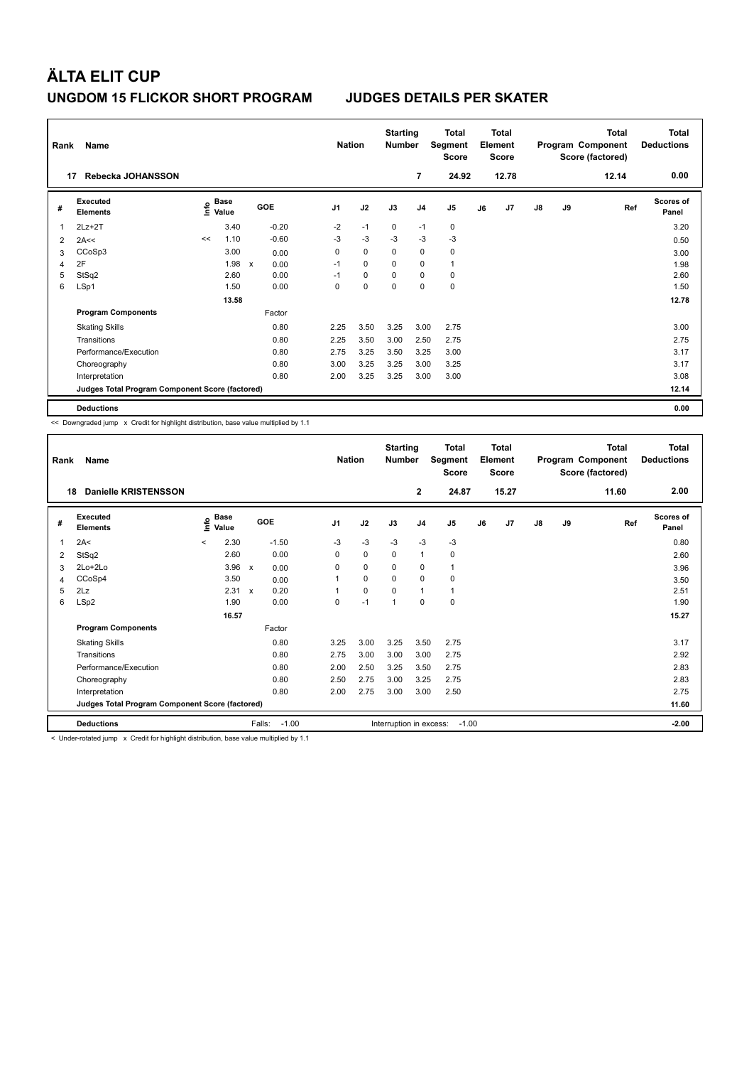# ÄLTA ELIT CUP

## UNGDOM 15 FLICKOR SHORT PROGRAM JUDGES DETAILS PER SKATER

| Rank | Name | Nation | Starting Number | Total Segment Score | Total Element Score | Total Program Component Score (factored) | Total Deductions |
|---|---|---|---|---|---|---|---|
| 17 | Rebecka JOHANSSON | | 7 | 24.92 | 12.78 | 12.14 | 0.00 |

| # | Executed Elements | Info | Base Value | | GOE | J1 | J2 | J3 | J4 | J5 | J6 | J7 | J8 | J9 | Ref | Scores of Panel |
|---|---|---|---|---|---|---|---|---|---|---|---|---|---|---|---|---|
| 1 | 2Lz+2T | | 3.40 | | -0.20 | -2 | -1 | 0 | -1 | 0 | | | | | | 3.20 |
| 2 | 2A<< | << | 1.10 | | -0.60 | -3 | -3 | -3 | -3 | -3 | | | | | | 0.50 |
| 3 | CCoSp3 | | 3.00 | | 0.00 | 0 | 0 | 0 | 0 | 0 | | | | | | 3.00 |
| 4 | 2F | | 1.98 | x | 0.00 | -1 | 0 | 0 | 0 | 1 | | | | | | 1.98 |
| 5 | StSq2 | | 2.60 | | 0.00 | -1 | 0 | 0 | 0 | 0 | | | | | | 2.60 |
| 6 | LSp1 | | 1.50 | | 0.00 | 0 | 0 | 0 | 0 | 0 | | | | | | 1.50 |
| | | | 13.58 | | | | | | | | | | | | | 12.78 |
| | **Program Components** | | | | Factor | | | | | | | | | | | |
| | Skating Skills | | | | 0.80 | 2.25 | 3.50 | 3.25 | 3.00 | 2.75 | | | | | | 3.00 |
| | Transitions | | | | 0.80 | 2.25 | 3.50 | 3.00 | 2.50 | 2.75 | | | | | | 2.75 |
| | Performance/Execution | | | | 0.80 | 2.75 | 3.25 | 3.50 | 3.25 | 3.00 | | | | | | 3.17 |
| | Choreography | | | | 0.80 | 3.00 | 3.25 | 3.25 | 3.00 | 3.25 | | | | | | 3.17 |
| | Interpretation | | | | 0.80 | 2.00 | 3.25 | 3.25 | 3.00 | 3.00 | | | | | | 3.08 |
| | Judges Total Program Component Score (factored) | | | | | | | | | | | | | | | 12.14 |
| | **Deductions** | | | | | | | | | | | | | | | 0.00 |

<< Downgraded jump x Credit for highlight distribution, base value multiplied by 1.1

| Rank | Name | Nation | Starting Number | Total Segment Score | Total Element Score | Total Program Component Score (factored) | Total Deductions |
|---|---|---|---|---|---|---|---|
| 18 | Danielle KRISTENSSON | | 2 | 24.87 | 15.27 | 11.60 | 2.00 |

| # | Executed Elements | Info | Base Value | | GOE | J1 | J2 | J3 | J4 | J5 | J6 | J7 | J8 | J9 | Ref | Scores of Panel |
|---|---|---|---|---|---|---|---|---|---|---|---|---|---|---|---|---|
| 1 | 2A< | < | 2.30 | | -1.50 | -3 | -3 | -3 | -3 | -3 | | | | | | 0.80 |
| 2 | StSq2 | | 2.60 | | 0.00 | 0 | 0 | 0 | 1 | 0 | | | | | | 2.60 |
| 3 | 2Lo+2Lo | | 3.96 | x | 0.00 | 0 | 0 | 0 | 0 | 1 | | | | | | 3.96 |
| 4 | CCoSp4 | | 3.50 | | 0.00 | 1 | 0 | 0 | 0 | 0 | | | | | | 3.50 |
| 5 | 2Lz | | 2.31 | x | 0.20 | 1 | 0 | 0 | 1 | 1 | | | | | | 2.51 |
| 6 | LSp2 | | 1.90 | | 0.00 | 0 | -1 | 1 | 0 | 0 | | | | | | 1.90 |
| | | | 16.57 | | | | | | | | | | | | | 15.27 |
| | **Program Components** | | | | Factor | | | | | | | | | | | |
| | Skating Skills | | | | 0.80 | 3.25 | 3.00 | 3.25 | 3.50 | 2.75 | | | | | | 3.17 |
| | Transitions | | | | 0.80 | 2.75 | 3.00 | 3.00 | 3.00 | 2.75 | | | | | | 2.92 |
| | Performance/Execution | | | | 0.80 | 2.00 | 2.50 | 3.25 | 3.50 | 2.75 | | | | | | 2.83 |
| | Choreography | | | | 0.80 | 2.50 | 2.75 | 3.00 | 3.25 | 2.75 | | | | | | 2.83 |
| | Interpretation | | | | 0.80 | 2.00 | 2.75 | 3.00 | 3.00 | 2.50 | | | | | | 2.75 |
| | Judges Total Program Component Score (factored) | | | | | | | | | | | | | | | 11.60 |
| | **Deductions** | | | Falls: | -1.00 | | | Interruption in excess: | | -1.00 | | | | | | -2.00 |

< Under-rotated jump x Credit for highlight distribution, base value multiplied by 1.1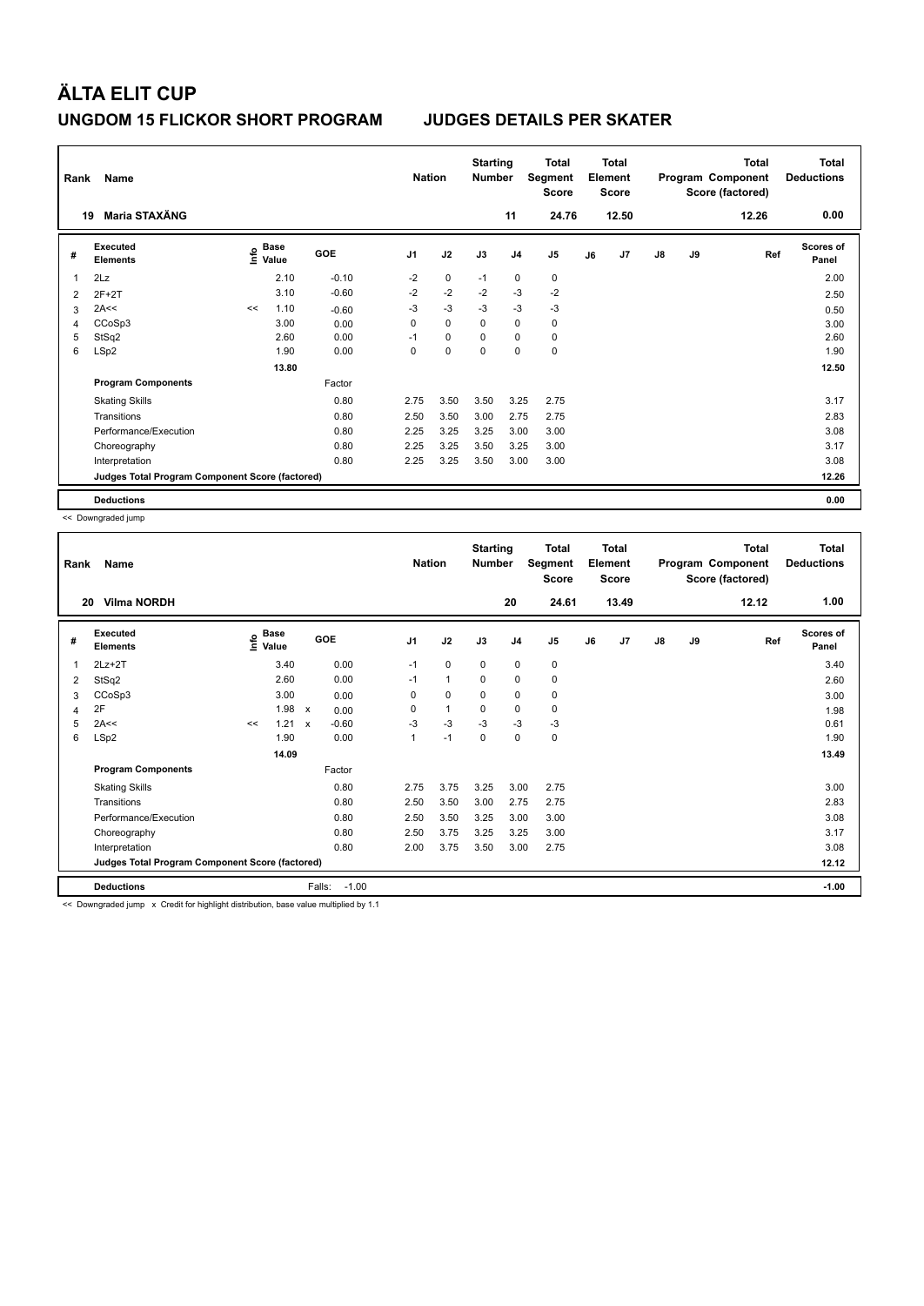# ÄLTA ELIT CUP

## UNGDOM 15 FLICKOR SHORT PROGRAM — JUDGES DETAILS PER SKATER

| Rank | Name | Nation | Starting Number | Total Segment Score | Total Element Score | Total Program Component Score (factored) | Total Deductions |
|---|---|---|---|---|---|---|---|
| 19 | Maria STAXÄNG | | 11 | 24.76 | 12.50 | 12.26 | 0.00 |

| # | Executed Elements | Info | Base Value | GOE | J1 | J2 | J3 | J4 | J5 | J6 | J7 | J8 | J9 | Ref | Scores of Panel |
|---|---|---|---|---|---|---|---|---|---|---|---|---|---|---|---|
| 1 | 2Lz | | 2.10 | -0.10 | -2 | 0 | -1 | 0 | 0 | | | | | | 2.00 |
| 2 | 2F+2T | | 3.10 | -0.60 | -2 | -2 | -2 | -3 | -2 | | | | | | 2.50 |
| 3 | 2A<< | << | 1.10 | -0.60 | -3 | -3 | -3 | -3 | -3 | | | | | | 0.50 |
| 4 | CCoSp3 | | 3.00 | 0.00 | 0 | 0 | 0 | 0 | 0 | | | | | | 3.00 |
| 5 | StSq2 | | 2.60 | 0.00 | -1 | 0 | 0 | 0 | 0 | | | | | | 2.60 |
| 6 | LSp2 | | 1.90 | 0.00 | 0 | 0 | 0 | 0 | 0 | | | | | | 1.90 |
| | | | 13.80 | | | | | | | | | | | | 12.50 |

| Program Components | Factor | J1 | J2 | J3 | J4 | J5 | J6 | J7 | J8 | J9 | Scores of Panel |
|---|---|---|---|---|---|---|---|---|---|---|---|
| Skating Skills | 0.80 | 2.75 | 3.50 | 3.50 | 3.25 | 2.75 | | | | | 3.17 |
| Transitions | 0.80 | 2.50 | 3.50 | 3.00 | 2.75 | 2.75 | | | | | 2.83 |
| Performance/Execution | 0.80 | 2.25 | 3.25 | 3.25 | 3.00 | 3.00 | | | | | 3.08 |
| Choreography | 0.80 | 2.25 | 3.25 | 3.50 | 3.25 | 3.00 | | | | | 3.17 |
| Interpretation | 0.80 | 2.25 | 3.25 | 3.50 | 3.00 | 3.00 | | | | | 3.08 |
| Judges Total Program Component Score (factored) | | | | | | | | | | | 12.26 |
| **Deductions** | | | | | | | | | | | 0.00 |

<< Downgraded jump

| Rank | Name | Nation | Starting Number | Total Segment Score | Total Element Score | Total Program Component Score (factored) | Total Deductions |
|---|---|---|---|---|---|---|---|
| 20 | Vilma NORDH | | 20 | 24.61 | 13.49 | 12.12 | 1.00 |

| # | Executed Elements | Info | Base Value | | GOE | J1 | J2 | J3 | J4 | J5 | J6 | J7 | J8 | J9 | Ref | Scores of Panel |
|---|---|---|---|---|---|---|---|---|---|---|---|---|---|---|---|---|
| 1 | 2Lz+2T | | 3.40 | | 0.00 | -1 | 0 | 0 | 0 | 0 | | | | | | 3.40 |
| 2 | StSq2 | | 2.60 | | 0.00 | -1 | 1 | 0 | 0 | 0 | | | | | | 2.60 |
| 3 | CCoSp3 | | 3.00 | | 0.00 | 0 | 0 | 0 | 0 | 0 | | | | | | 3.00 |
| 4 | 2F | | 1.98 | x | 0.00 | 0 | 1 | 0 | 0 | 0 | | | | | | 1.98 |
| 5 | 2A<< | << | 1.21 | x | -0.60 | -3 | -3 | -3 | -3 | -3 | | | | | | 0.61 |
| 6 | LSp2 | | 1.90 | | 0.00 | 1 | -1 | 0 | 0 | 0 | | | | | | 1.90 |
| | | | 14.09 | | | | | | | | | | | | | 13.49 |

| Program Components | Factor | J1 | J2 | J3 | J4 | J5 | J6 | J7 | J8 | J9 | Scores of Panel |
|---|---|---|---|---|---|---|---|---|---|---|---|
| Skating Skills | 0.80 | 2.75 | 3.75 | 3.25 | 3.00 | 2.75 | | | | | 3.00 |
| Transitions | 0.80 | 2.50 | 3.50 | 3.00 | 2.75 | 2.75 | | | | | 2.83 |
| Performance/Execution | 0.80 | 2.50 | 3.50 | 3.25 | 3.00 | 3.00 | | | | | 3.08 |
| Choreography | 0.80 | 2.50 | 3.75 | 3.25 | 3.25 | 3.00 | | | | | 3.17 |
| Interpretation | 0.80 | 2.00 | 3.75 | 3.50 | 3.00 | 2.75 | | | | | 3.08 |
| Judges Total Program Component Score (factored) | | | | | | | | | | | 12.12 |
| **Deductions** | Falls: -1.00 | | | | | | | | | | -1.00 |

<< Downgraded jump x Credit for highlight distribution, base value multiplied by 1.1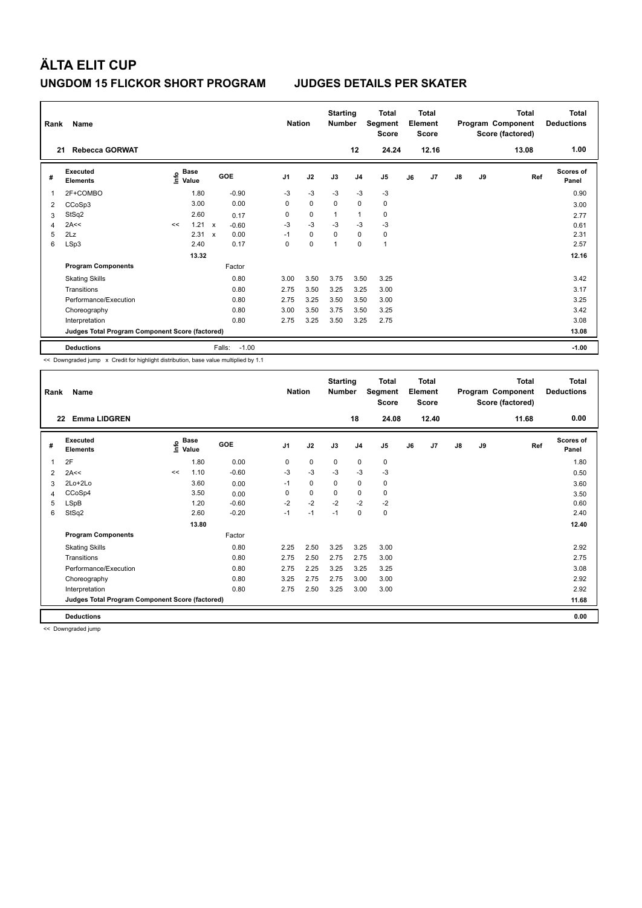# ÄLTA ELIT CUP

## UNGDOM 15 FLICKOR SHORT PROGRAM    JUDGES DETAILS PER SKATER

| Rank | Name | Nation | Starting Number | Total Segment Score | Total Element Score | Total Program Component Score (factored) | Total Deductions |
|---|---|---|---|---|---|---|---|
| 21 | Rebecca GORWAT | | 12 | 24.24 | 12.16 | 13.08 | 1.00 |

| # | Executed Elements | Info | Base Value | | GOE | J1 | J2 | J3 | J4 | J5 | J6 | J7 | J8 | J9 | Ref | Scores of Panel |
|---|---|---|---|---|---|---|---|---|---|---|---|---|---|---|---|---|
| 1 | 2F+COMBO | | 1.80 | | -0.90 | -3 | -3 | -3 | -3 | -3 | | | | | | 0.90 |
| 2 | CCoSp3 | | 3.00 | | 0.00 | 0 | 0 | 0 | 0 | 0 | | | | | | 3.00 |
| 3 | StSq2 | | 2.60 | | 0.17 | 0 | 0 | 1 | 1 | 0 | | | | | | 2.77 |
| 4 | 2A<< | << | 1.21 | x | -0.60 | -3 | -3 | -3 | -3 | -3 | | | | | | 0.61 |
| 5 | 2Lz | | 2.31 | x | 0.00 | -1 | 0 | 0 | 0 | 0 | | | | | | 2.31 |
| 6 | LSp3 | | 2.40 | | 0.17 | 0 | 0 | 1 | 0 | 1 | | | | | | 2.57 |
| | | | 13.32 | | | | | | | | | | | | | 12.16 |
| | **Program Components** | | | | Factor | | | | | | | | | | | |
| | Skating Skills | | | | 0.80 | 3.00 | 3.50 | 3.75 | 3.50 | 3.25 | | | | | | 3.42 |
| | Transitions | | | | 0.80 | 2.75 | 3.50 | 3.25 | 3.25 | 3.00 | | | | | | 3.17 |
| | Performance/Execution | | | | 0.80 | 2.75 | 3.25 | 3.50 | 3.50 | 3.00 | | | | | | 3.25 |
| | Choreography | | | | 0.80 | 3.00 | 3.50 | 3.75 | 3.50 | 3.25 | | | | | | 3.42 |
| | Interpretation | | | | 0.80 | 2.75 | 3.25 | 3.50 | 3.25 | 2.75 | | | | | | 3.08 |
| | **Judges Total Program Component Score (factored)** | | | | | | | | | | | | | | | 13.08 |
| | **Deductions** | | | | Falls: -1.00 | | | | | | | | | | | -1.00 |

<< Downgraded jump x Credit for highlight distribution, base value multiplied by 1.1

| Rank | Name | Nation | Starting Number | Total Segment Score | Total Element Score | Total Program Component Score (factored) | Total Deductions |
|---|---|---|---|---|---|---|---|
| 22 | Emma LIDGREN | | 18 | 24.08 | 12.40 | 11.68 | 0.00 |

| # | Executed Elements | Info | Base Value | GOE | J1 | J2 | J3 | J4 | J5 | J6 | J7 | J8 | J9 | Ref | Scores of Panel |
|---|---|---|---|---|---|---|---|---|---|---|---|---|---|---|---|
| 1 | 2F | | 1.80 | 0.00 | 0 | 0 | 0 | 0 | 0 | | | | | | 1.80 |
| 2 | 2A<< | << | 1.10 | -0.60 | -3 | -3 | -3 | -3 | -3 | | | | | | 0.50 |
| 3 | 2Lo+2Lo | | 3.60 | 0.00 | -1 | 0 | 0 | 0 | 0 | | | | | | 3.60 |
| 4 | CCoSp4 | | 3.50 | 0.00 | 0 | 0 | 0 | 0 | 0 | | | | | | 3.50 |
| 5 | LSpB | | 1.20 | -0.60 | -2 | -2 | -2 | -2 | -2 | | | | | | 0.60 |
| 6 | StSq2 | | 2.60 | -0.20 | -1 | -1 | -1 | 0 | 0 | | | | | | 2.40 |
| | | | 13.80 | | | | | | | | | | | | 12.40 |
| | **Program Components** | | | Factor | | | | | | | | | | | |
| | Skating Skills | | | 0.80 | 2.25 | 2.50 | 3.25 | 3.25 | 3.00 | | | | | | 2.92 |
| | Transitions | | | 0.80 | 2.75 | 2.50 | 2.75 | 2.75 | 3.00 | | | | | | 2.75 |
| | Performance/Execution | | | 0.80 | 2.75 | 2.25 | 3.25 | 3.25 | 3.25 | | | | | | 3.08 |
| | Choreography | | | 0.80 | 3.25 | 2.75 | 2.75 | 3.00 | 3.00 | | | | | | 2.92 |
| | Interpretation | | | 0.80 | 2.75 | 2.50 | 3.25 | 3.00 | 3.00 | | | | | | 2.92 |
| | **Judges Total Program Component Score (factored)** | | | | | | | | | | | | | | 11.68 |
| | **Deductions** | | | | | | | | | | | | | | 0.00 |

<< Downgraded jump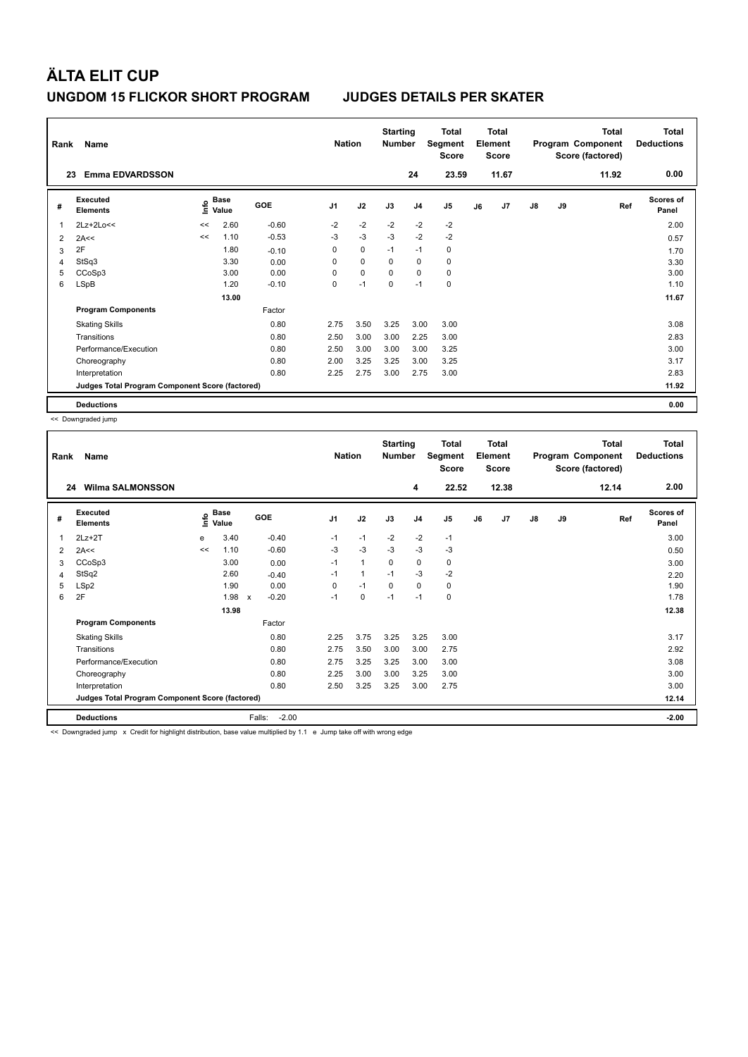# ÄLTA ELIT CUP

## UNGDOM 15 FLICKOR SHORT PROGRAM JUDGES DETAILS PER SKATER

| Rank | Name | Nation | Starting Number | Total Segment Score | Total Element Score | Total Program Component Score (factored) | Total Deductions |
|---|---|---|---|---|---|---|---|
| 23 | Emma EDVARDSSON | | 24 | 23.59 | 11.67 | 11.92 | 0.00 |

| # | Executed Elements | Info | Base Value | GOE | J1 | J2 | J3 | J4 | J5 | J6 | J7 | J8 | J9 | Ref | Scores of Panel |
|---|---|---|---|---|---|---|---|---|---|---|---|---|---|---|---|
| 1 | 2Lz+2Lo<< | << | 2.60 | -0.60 | -2 | -2 | -2 | -2 | -2 | | | | | | 2.00 |
| 2 | 2A<< | << | 1.10 | -0.53 | -3 | -3 | -3 | -2 | -2 | | | | | | 0.57 |
| 3 | 2F | | 1.80 | -0.10 | 0 | 0 | -1 | -1 | 0 | | | | | | 1.70 |
| 4 | StSq3 | | 3.30 | 0.00 | 0 | 0 | 0 | 0 | 0 | | | | | | 3.30 |
| 5 | CCoSp3 | | 3.00 | 0.00 | 0 | 0 | 0 | 0 | 0 | | | | | | 3.00 |
| 6 | LSpB | | 1.20 | -0.10 | 0 | -1 | 0 | -1 | 0 | | | | | | 1.10 |
| | | | 13.00 | | | | | | | | | | | | 11.67 |
| | **Program Components** | | | Factor | | | | | | | | | | | |
| | Skating Skills | | | 0.80 | 2.75 | 3.50 | 3.25 | 3.00 | 3.00 | | | | | | 3.08 |
| | Transitions | | | 0.80 | 2.50 | 3.00 | 3.00 | 2.25 | 3.00 | | | | | | 2.83 |
| | Performance/Execution | | | 0.80 | 2.50 | 3.00 | 3.00 | 3.00 | 3.25 | | | | | | 3.00 |
| | Choreography | | | 0.80 | 2.00 | 3.25 | 3.25 | 3.00 | 3.25 | | | | | | 3.17 |
| | Interpretation | | | 0.80 | 2.25 | 2.75 | 3.00 | 2.75 | 3.00 | | | | | | 2.83 |
| | **Judges Total Program Component Score (factored)** | | | | | | | | | | | | | | 11.92 |
| | **Deductions** | | | | | | | | | | | | | | 0.00 |

<< Downgraded jump

| Rank | Name | Nation | Starting Number | Total Segment Score | Total Element Score | Total Program Component Score (factored) | Total Deductions |
|---|---|---|---|---|---|---|---|
| 24 | Wilma SALMONSSON | | 4 | 22.52 | 12.38 | 12.14 | 2.00 |

| # | Executed Elements | Info | Base Value | GOE | J1 | J2 | J3 | J4 | J5 | J6 | J7 | J8 | J9 | Ref | Scores of Panel |
|---|---|---|---|---|---|---|---|---|---|---|---|---|---|---|---|
| 1 | 2Lz+2T | e | 3.40 | -0.40 | -1 | -1 | -2 | -2 | -1 | | | | | | 3.00 |
| 2 | 2A<< | << | 1.10 | -0.60 | -3 | -3 | -3 | -3 | -3 | | | | | | 0.50 |
| 3 | CCoSp3 | | 3.00 | 0.00 | -1 | 1 | 0 | 0 | 0 | | | | | | 3.00 |
| 4 | StSq2 | | 2.60 | -0.40 | -1 | 1 | -1 | -3 | -2 | | | | | | 2.20 |
| 5 | LSp2 | | 1.90 | 0.00 | 0 | -1 | 0 | 0 | 0 | | | | | | 1.90 |
| 6 | 2F | | 1.98 x | -0.20 | -1 | 0 | -1 | -1 | 0 | | | | | | 1.78 |
| | | | 13.98 | | | | | | | | | | | | 12.38 |
| | **Program Components** | | | Factor | | | | | | | | | | | |
| | Skating Skills | | | 0.80 | 2.25 | 3.75 | 3.25 | 3.25 | 3.00 | | | | | | 3.17 |
| | Transitions | | | 0.80 | 2.75 | 3.50 | 3.00 | 3.00 | 2.75 | | | | | | 2.92 |
| | Performance/Execution | | | 0.80 | 2.75 | 3.25 | 3.25 | 3.00 | 3.00 | | | | | | 3.08 |
| | Choreography | | | 0.80 | 2.25 | 3.00 | 3.00 | 3.25 | 3.00 | | | | | | 3.00 |
| | Interpretation | | | 0.80 | 2.50 | 3.25 | 3.25 | 3.00 | 2.75 | | | | | | 3.00 |
| | **Judges Total Program Component Score (factored)** | | | | | | | | | | | | | | 12.14 |
| | **Deductions** | | | Falls: -2.00 | | | | | | | | | | | -2.00 |

<< Downgraded jump x Credit for highlight distribution, base value multiplied by 1.1 e Jump take off with wrong edge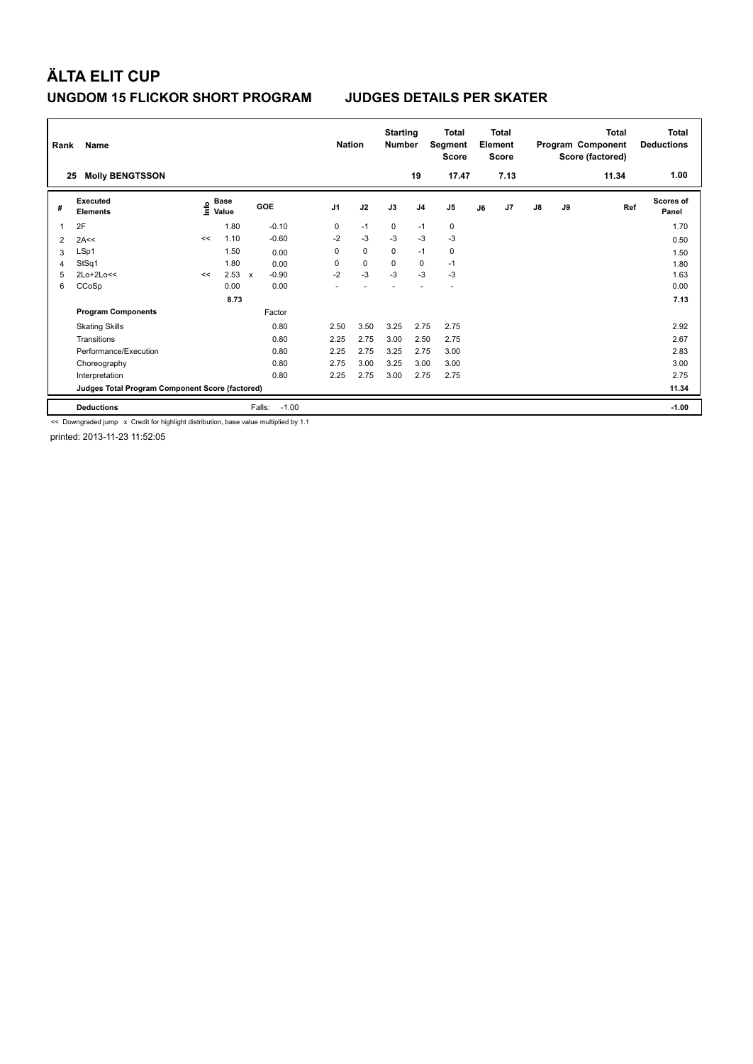# ÄLTA ELIT CUP

## UNGDOM 15 FLICKOR SHORT PROGRAM JUDGES DETAILS PER SKATER

| Rank | Name | Nation | Starting Number | Total Segment Score | Total Element Score | Total Program Component Score (factored) | Total Deductions |
|---|---|---|---|---|---|---|---|
| 25 | Molly BENGTSSON | | 19 | 17.47 | 7.13 | 11.34 | 1.00 |

| # | Executed Elements | Info | Base Value | | GOE | J1 | J2 | J3 | J4 | J5 | J6 | J7 | J8 | J9 | Ref | Scores of Panel |
|---|---|---|---|---|---|---|---|---|---|---|---|---|---|---|---|---|
| 1 | 2F | | 1.80 | | -0.10 | 0 | -1 | 0 | -1 | 0 | | | | | | 1.70 |
| 2 | 2A<< | << | 1.10 | | -0.60 | -2 | -3 | -3 | -3 | -3 | | | | | | 0.50 |
| 3 | LSp1 | | 1.50 | | 0.00 | 0 | 0 | 0 | -1 | 0 | | | | | | 1.50 |
| 4 | StSq1 | | 1.80 | | 0.00 | 0 | 0 | 0 | 0 | -1 | | | | | | 1.80 |
| 5 | 2Lo+2Lo<< | << | 2.53 | x | -0.90 | -2 | -3 | -3 | -3 | -3 | | | | | | 1.63 |
| 6 | CCoSp | | 0.00 | | 0.00 | - | - | - | - | - | | | | | | 0.00 |
| | | | 8.73 | | | | | | | | | | | | | 7.13 |
| | **Program Components** | | | | Factor | | | | | | | | | | | |
| | Skating Skills | | | | 0.80 | 2.50 | 3.50 | 3.25 | 2.75 | 2.75 | | | | | | 2.92 |
| | Transitions | | | | 0.80 | 2.25 | 2.75 | 3.00 | 2.50 | 2.75 | | | | | | 2.67 |
| | Performance/Execution | | | | 0.80 | 2.25 | 2.75 | 3.25 | 2.75 | 3.00 | | | | | | 2.83 |
| | Choreography | | | | 0.80 | 2.75 | 3.00 | 3.25 | 3.00 | 3.00 | | | | | | 3.00 |
| | Interpretation | | | | 0.80 | 2.25 | 2.75 | 3.00 | 2.75 | 2.75 | | | | | | 2.75 |
| | **Judges Total Program Component Score (factored)** | | | | | | | | | | | | | | | 11.34 |
| | **Deductions** | | | | Falls: -1.00 | | | | | | | | | | | -1.00 |

<< Downgraded jump x Credit for highlight distribution, base value multiplied by 1.1

printed: 2013-11-23 11:52:05